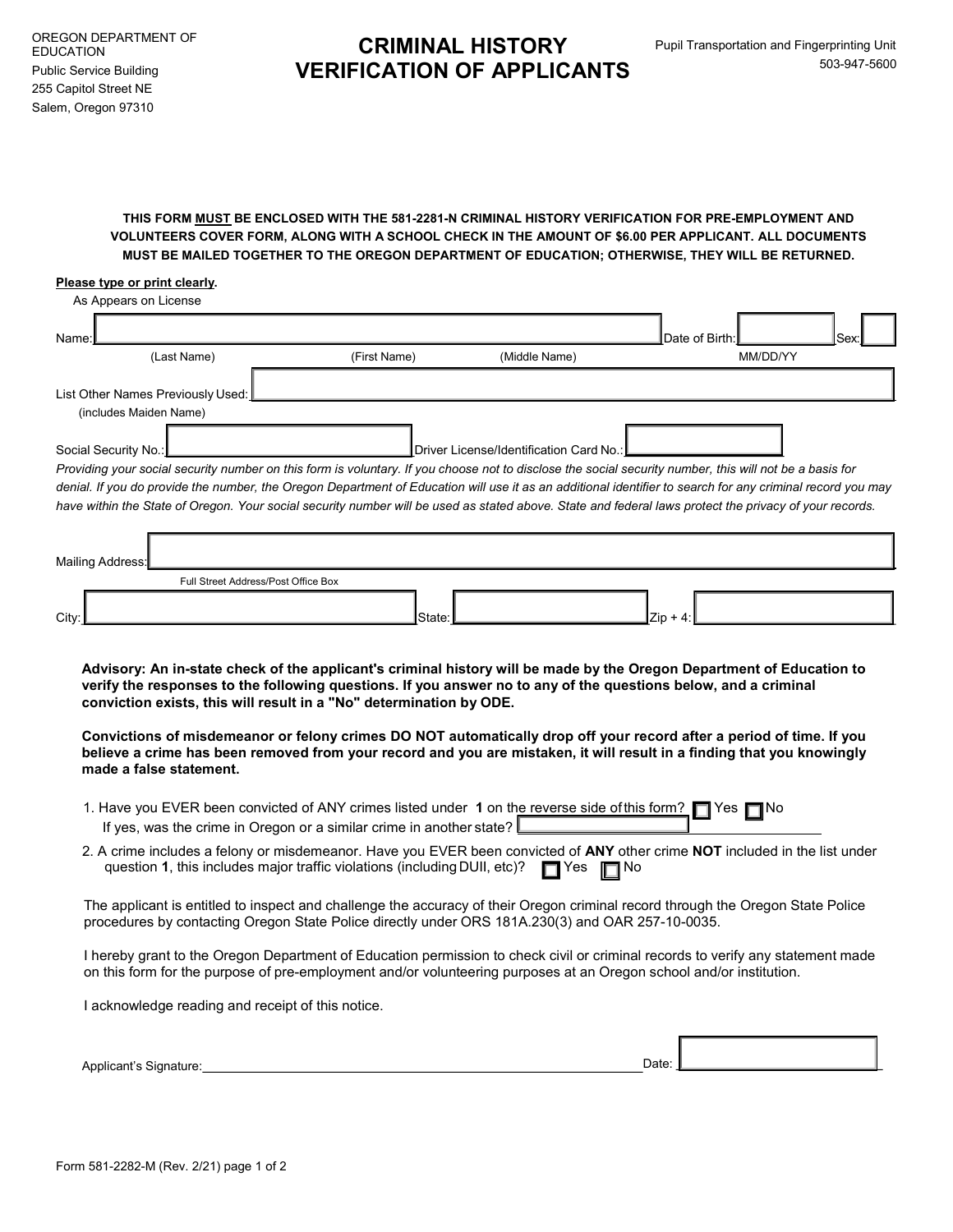OREGON DEPARTMENT OF EDUCATION
Public Service Building
255 Capitol Street NE
Salem, Oregon 97310

# CRIMINAL HISTORY VERIFICATION OF APPLICANTS

Pupil Transportation and Fingerprinting Unit
503-947-5600

**THIS FORM MUST BE ENCLOSED WITH THE 581-2281-N CRIMINAL HISTORY VERIFICATION FOR PRE-EMPLOYMENT AND VOLUNTEERS COVER FORM, ALONG WITH A SCHOOL CHECK IN THE AMOUNT OF $6.00 PER APPLICANT. ALL DOCUMENTS MUST BE MAILED TOGETHER TO THE OREGON DEPARTMENT OF EDUCATION; OTHERWISE, THEY WILL BE RETURNED.**

**Please type or print clearly.**

As Appears on License

Name: ______ (Last Name) (First Name) (Middle Name) Date of Birth: ______ MM/DD/YY Sex: ____

List Other Names Previously Used: ______
(includes Maiden Name)

Social Security No.: ______ Driver License/Identification Card No.: ______

*Providing your social security number on this form is voluntary. If you choose not to disclose the social security number, this will not be a basis for denial. If you do provide the number, the Oregon Department of Education will use it as an additional identifier to search for any criminal record you may have within the State of Oregon. Your social security number will be used as stated above. State and federal laws protect the privacy of your records.*

Mailing Address: ______
Full Street Address/Post Office Box

City: ______ State: ______ Zip + 4: ______

**Advisory: An in-state check of the applicant's criminal history will be made by the Oregon Department of Education to verify the responses to the following questions. If you answer no to any of the questions below, and a criminal conviction exists, this will result in a "No" determination by ODE.**

**Convictions of misdemeanor or felony crimes DO NOT automatically drop off your record after a period of time. If you believe a crime has been removed from your record and you are mistaken, it will result in a finding that you knowingly made a false statement.**

1. Have you EVER been convicted of ANY crimes listed under **1** on the reverse side of this form? ☐ Yes ☐ No
   If yes, was the crime in Oregon or a similar crime in another state? ______
2. A crime includes a felony or misdemeanor. Have you EVER been convicted of **ANY** other crime **NOT** included in the list under question **1**, this includes major traffic violations (including DUII, etc)? ☐ Yes ☐ No

The applicant is entitled to inspect and challenge the accuracy of their Oregon criminal record through the Oregon State Police procedures by contacting Oregon State Police directly under ORS 181A.230(3) and OAR 257-10-0035.

I hereby grant to the Oregon Department of Education permission to check civil or criminal records to verify any statement made on this form for the purpose of pre-employment and/or volunteering purposes at an Oregon school and/or institution.

I acknowledge reading and receipt of this notice.

Applicant's Signature: ______________________________ Date: ______

Form 581-2282-M (Rev. 2/21)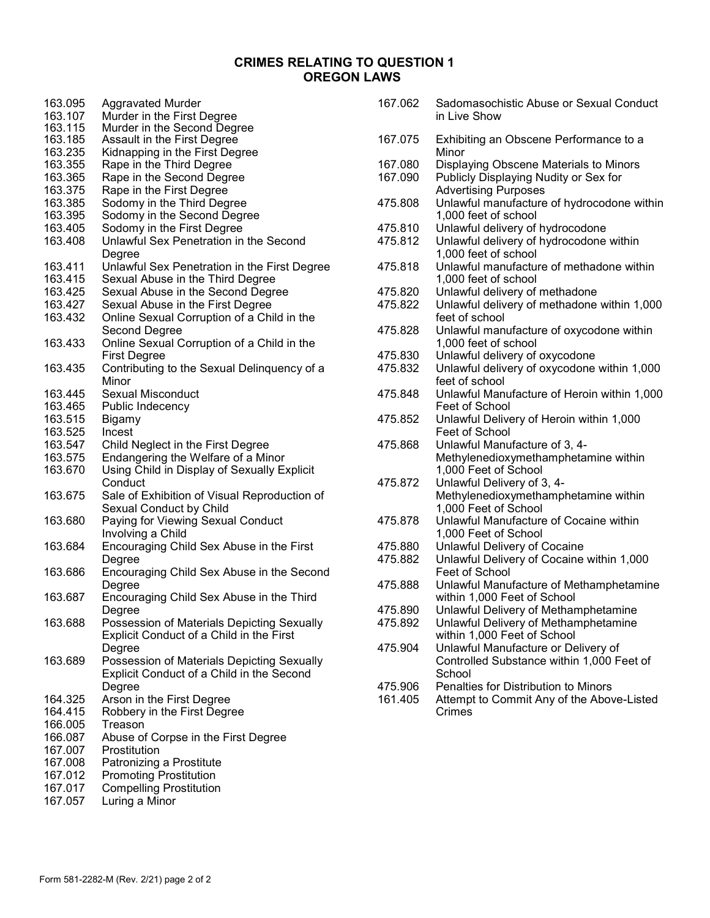## CRIMES RELATING TO QUESTION 1
## OREGON LAWS

| | |
|---|---|
| 163.095 | Aggravated Murder |
| 163.107 | Murder in the First Degree |
| 163.115 | Murder in the Second Degree |
| 163.185 | Assault in the First Degree |
| 163.235 | Kidnapping in the First Degree |
| 163.355 | Rape in the Third Degree |
| 163.365 | Rape in the Second Degree |
| 163.375 | Rape in the First Degree |
| 163.385 | Sodomy in the Third Degree |
| 163.395 | Sodomy in the Second Degree |
| 163.405 | Sodomy in the First Degree |
| 163.408 | Unlawful Sex Penetration in the Second Degree |
| 163.411 | Unlawful Sex Penetration in the First Degree |
| 163.415 | Sexual Abuse in the Third Degree |
| 163.425 | Sexual Abuse in the Second Degree |
| 163.427 | Sexual Abuse in the First Degree |
| 163.432 | Online Sexual Corruption of a Child in the Second Degree |
| 163.433 | Online Sexual Corruption of a Child in the First Degree |
| 163.435 | Contributing to the Sexual Delinquency of a Minor |
| 163.445 | Sexual Misconduct |
| 163.465 | Public Indecency |
| 163.515 | Bigamy |
| 163.525 | Incest |
| 163.547 | Child Neglect in the First Degree |
| 163.575 | Endangering the Welfare of a Minor |
| 163.670 | Using Child in Display of Sexually Explicit Conduct |
| 163.675 | Sale of Exhibition of Visual Reproduction of Sexual Conduct by Child |
| 163.680 | Paying for Viewing Sexual Conduct Involving a Child |
| 163.684 | Encouraging Child Sex Abuse in the First Degree |
| 163.686 | Encouraging Child Sex Abuse in the Second Degree |
| 163.687 | Encouraging Child Sex Abuse in the Third Degree |
| 163.688 | Possession of Materials Depicting Sexually Explicit Conduct of a Child in the First Degree |
| 163.689 | Possession of Materials Depicting Sexually Explicit Conduct of a Child in the Second Degree |
| 164.325 | Arson in the First Degree |
| 164.415 | Robbery in the First Degree |
| 166.005 | Treason |
| 166.087 | Abuse of Corpse in the First Degree |
| 167.007 | Prostitution |
| 167.008 | Patronizing a Prostitute |
| 167.012 | Promoting Prostitution |
| 167.017 | Compelling Prostitution |
| 167.057 | Luring a Minor |
| 167.062 | Sadomasochistic Abuse or Sexual Conduct in Live Show |
| 167.075 | Exhibiting an Obscene Performance to a Minor |
| 167.080 | Displaying Obscene Materials to Minors |
| 167.090 | Publicly Displaying Nudity or Sex for Advertising Purposes |
| 475.808 | Unlawful manufacture of hydrocodone within 1,000 feet of school |
| 475.810 | Unlawful delivery of hydrocodone |
| 475.812 | Unlawful delivery of hydrocodone within 1,000 feet of school |
| 475.818 | Unlawful manufacture of methadone within 1,000 feet of school |
| 475.820 | Unlawful delivery of methadone |
| 475.822 | Unlawful delivery of methadone within 1,000 feet of school |
| 475.828 | Unlawful manufacture of oxycodone within 1,000 feet of school |
| 475.830 | Unlawful delivery of oxycodone |
| 475.832 | Unlawful delivery of oxycodone within 1,000 feet of school |
| 475.848 | Unlawful Manufacture of Heroin within 1,000 Feet of School |
| 475.852 | Unlawful Delivery of Heroin within 1,000 Feet of School |
| 475.868 | Unlawful Manufacture of 3, 4-Methylenedioxymethamphetamine within 1,000 Feet of School |
| 475.872 | Unlawful Delivery of 3, 4-Methylenedioxymethamphetamine within 1,000 Feet of School |
| 475.878 | Unlawful Manufacture of Cocaine within 1,000 Feet of School |
| 475.880 | Unlawful Delivery of Cocaine |
| 475.882 | Unlawful Delivery of Cocaine within 1,000 Feet of School |
| 475.888 | Unlawful Manufacture of Methamphetamine within 1,000 Feet of School |
| 475.890 | Unlawful Delivery of Methamphetamine |
| 475.892 | Unlawful Delivery of Methamphetamine within 1,000 Feet of School |
| 475.904 | Unlawful Manufacture or Delivery of Controlled Substance within 1,000 Feet of School |
| 475.906 | Penalties for Distribution to Minors |
| 161.405 | Attempt to Commit Any of the Above-Listed Crimes |

Form 581-2282-M (Rev. 2/21)